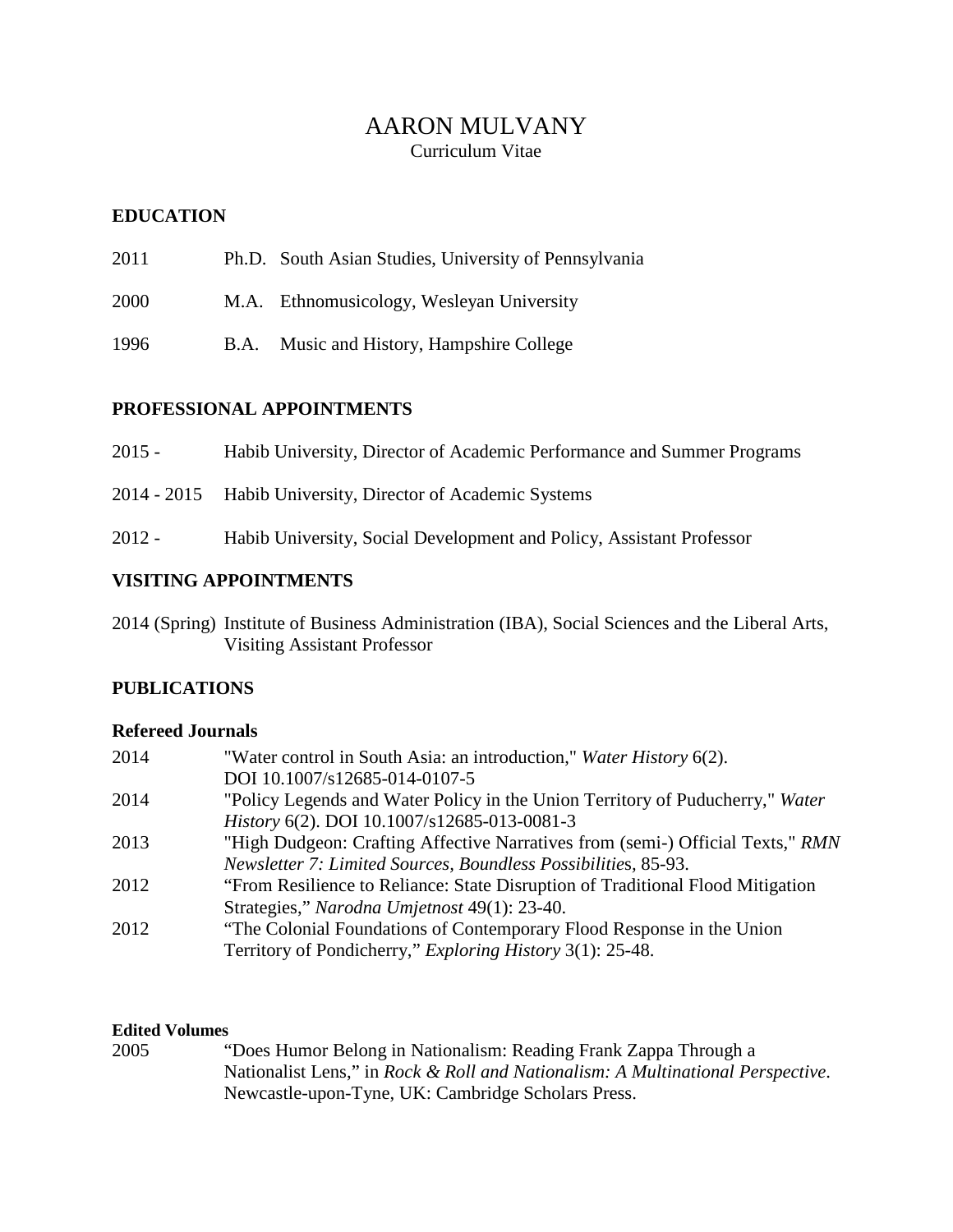# AARON MULVANY

Curriculum Vitae

## EDUCATION

2011 Ph.D. South Asian Studies, University of Pennsylvania

2000 M.A. Ethnomusicology, Wesleyan University

1996 B.A. Music and History, Hampshire College

## PROFESSIONAL APPOINTMENTS

2015 - Habib University, Director of Academic Performance and Summer Programs

2014 - 2015 Habib University, Director of Academic Systems

2012 - Habib University, Social Development and Policy, Assistant Professor

## VISITING APPOINTMENTS

2014 (Spring) Institute of Business Administration (IBA), Social Sciences and the Liberal Arts, Visiting Assistant Professor

## PUBLICATIONS

### Refereed Journals

2014 "Water control in South Asia: an introduction," *Water History* 6(2). DOI 10.1007/s12685-014-0107-5

2014 "Policy Legends and Water Policy in the Union Territory of Puducherry," *Water History* 6(2). DOI 10.1007/s12685-013-0081-3

2013 "High Dudgeon: Crafting Affective Narratives from (semi-) Official Texts," *RMN Newsletter 7: Limited Sources, Boundless Possibilitie*s, 85-93.

2012 "From Resilience to Reliance: State Disruption of Traditional Flood Mitigation Strategies," *Narodna Umjetnost* 49(1): 23-40.

2012 "The Colonial Foundations of Contemporary Flood Response in the Union Territory of Pondicherry," *Exploring History* 3(1): 25-48.

### Edited Volumes

2005 "Does Humor Belong in Nationalism: Reading Frank Zappa Through a Nationalist Lens," in *Rock & Roll and Nationalism: A Multinational Perspective*. Newcastle-upon-Tyne, UK: Cambridge Scholars Press.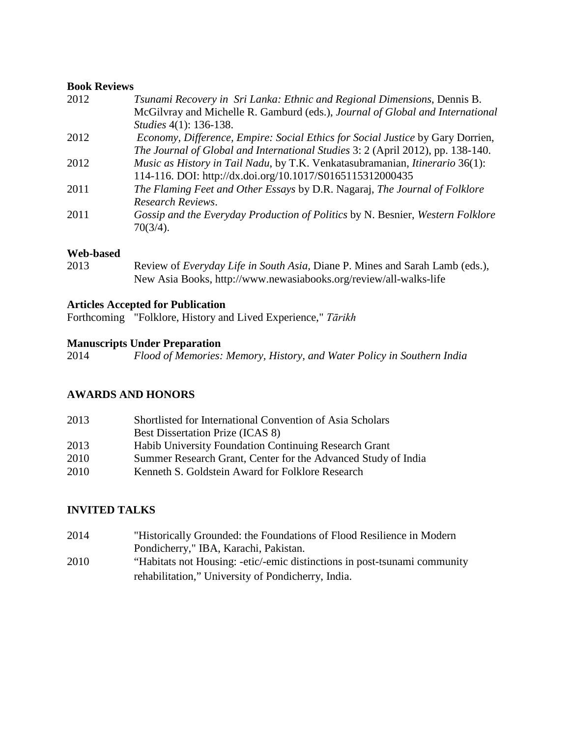### Book Reviews

2012 *Tsunami Recovery in Sri Lanka: Ethnic and Regional Dimensions*, Dennis B. McGilvray and Michelle R. Gamburd (eds.), *Journal of Global and International Studies* 4(1): 136-138.

2012 *Economy, Difference, Empire: Social Ethics for Social Justice* by Gary Dorrien, *The Journal of Global and International Studies* 3: 2 (April 2012), pp. 138-140.

2012 *Music as History in Tail Nadu*, by T.K. Venkatasubramanian, *Itinerario* 36(1): 114-116. DOI: http://dx.doi.org/10.1017/S0165115312000435

2011 *The Flaming Feet and Other Essays* by D.R. Nagaraj, *The Journal of Folklore Research Reviews*.

2011 *Gossip and the Everyday Production of Politics* by N. Besnier, *Western Folklore* 70(3/4).

### Web-based

2013 Review of *Everyday Life in South Asia*, Diane P. Mines and Sarah Lamb (eds.), New Asia Books, http://www.newasiabooks.org/review/all-walks-life

### Articles Accepted for Publication

Forthcoming "Folklore, History and Lived Experience," *Tārikh*

### Manuscripts Under Preparation

2014 *Flood of Memories: Memory, History, and Water Policy in Southern India*

## AWARDS AND HONORS

2013 Shortlisted for International Convention of Asia Scholars Best Dissertation Prize (ICAS 8)

2013 Habib University Foundation Continuing Research Grant

2010 Summer Research Grant, Center for the Advanced Study of India

2010 Kenneth S. Goldstein Award for Folklore Research

## INVITED TALKS

2014 "Historically Grounded: the Foundations of Flood Resilience in Modern Pondicherry," IBA, Karachi, Pakistan.

2010 "Habitats not Housing: -etic/-emic distinctions in post-tsunami community rehabilitation," University of Pondicherry, India.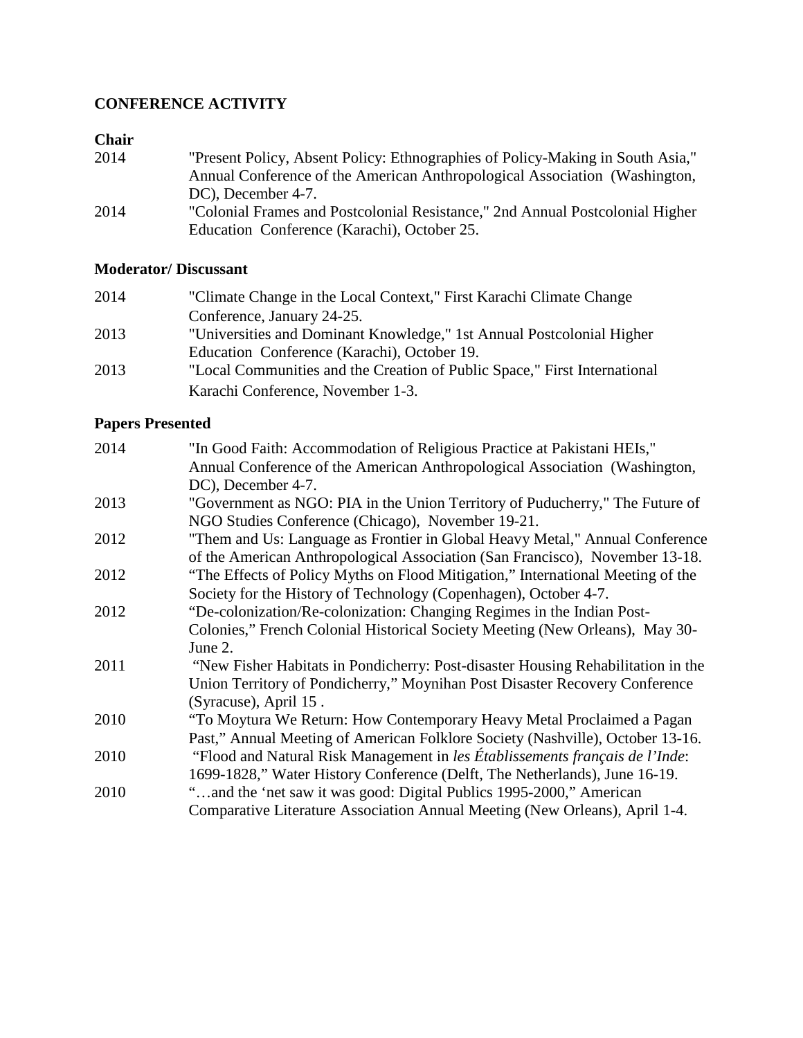## CONFERENCE ACTIVITY

### Chair

2014 "Present Policy, Absent Policy: Ethnographies of Policy-Making in South Asia," Annual Conference of the American Anthropological Association (Washington, DC), December 4-7.

2014 "Colonial Frames and Postcolonial Resistance," 2nd Annual Postcolonial Higher Education Conference (Karachi), October 25.

### Moderator/ Discussant

2014 "Climate Change in the Local Context," First Karachi Climate Change Conference, January 24-25.

2013 "Universities and Dominant Knowledge," 1st Annual Postcolonial Higher Education Conference (Karachi), October 19.

2013 "Local Communities and the Creation of Public Space," First International Karachi Conference, November 1-3.

### Papers Presented

2014 "In Good Faith: Accommodation of Religious Practice at Pakistani HEIs," Annual Conference of the American Anthropological Association (Washington, DC), December 4-7.

2013 "Government as NGO: PIA in the Union Territory of Puducherry," The Future of NGO Studies Conference (Chicago), November 19-21.

2012 "Them and Us: Language as Frontier in Global Heavy Metal," Annual Conference of the American Anthropological Association (San Francisco), November 13-18.

2012 "The Effects of Policy Myths on Flood Mitigation," International Meeting of the Society for the History of Technology (Copenhagen), October 4-7.

2012 "De-colonization/Re-colonization: Changing Regimes in the Indian Post-Colonies," French Colonial Historical Society Meeting (New Orleans), May 30-June 2.

2011 "New Fisher Habitats in Pondicherry: Post-disaster Housing Rehabilitation in the Union Territory of Pondicherry," Moynihan Post Disaster Recovery Conference (Syracuse), April 15 .

2010 "To Moytura We Return: How Contemporary Heavy Metal Proclaimed a Pagan Past," Annual Meeting of American Folklore Society (Nashville), October 13-16.

2010 "Flood and Natural Risk Management in *les Établissements français de l'Inde*: 1699-1828," Water History Conference (Delft, The Netherlands), June 16-19.

2010 "…and the 'net saw it was good: Digital Publics 1995-2000," American Comparative Literature Association Annual Meeting (New Orleans), April 1-4.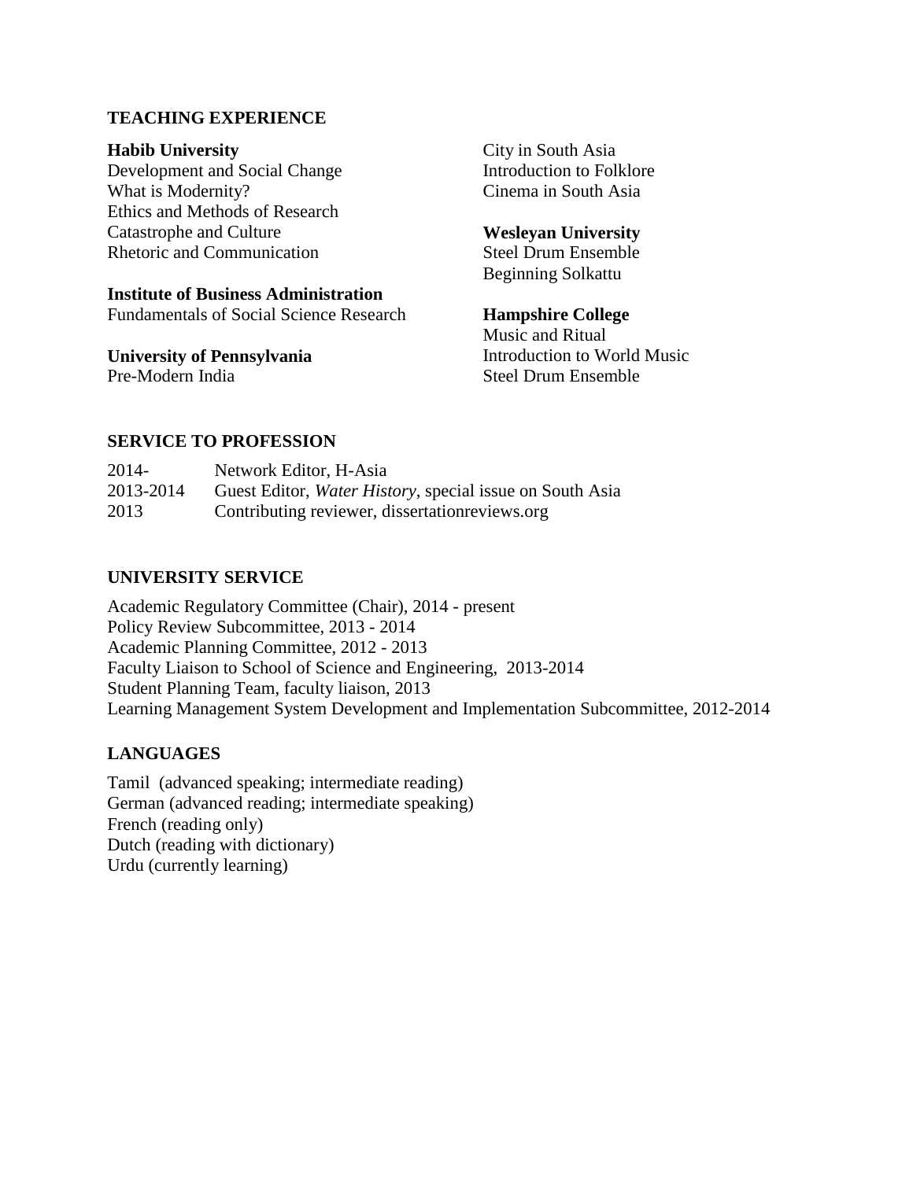## TEACHING EXPERIENCE

**Habib University**
Development and Social Change
What is Modernity?
Ethics and Methods of Research
Catastrophe and Culture
Rhetoric and Communication
City in South Asia
Introduction to Folklore
Cinema in South Asia

**Institute of Business Administration**
Fundamentals of Social Science Research

**University of Pennsylvania**
Pre-Modern India

**Wesleyan University**
Steel Drum Ensemble
Beginning Solkattu

**Hampshire College**
Music and Ritual
Introduction to World Music
Steel Drum Ensemble

## SERVICE TO PROFESSION

| | |
|---|---|
| 2014- | Network Editor, H-Asia |
| 2013-2014 | Guest Editor, *Water History*, special issue on South Asia |
| 2013 | Contributing reviewer, dissertationreviews.org |

## UNIVERSITY SERVICE

Academic Regulatory Committee (Chair), 2014 - present
Policy Review Subcommittee, 2013 - 2014
Academic Planning Committee, 2012 - 2013
Faculty Liaison to School of Science and Engineering, 2013-2014
Student Planning Team, faculty liaison, 2013
Learning Management System Development and Implementation Subcommittee, 2012-2014

## LANGUAGES

Tamil (advanced speaking; intermediate reading)
German (advanced reading; intermediate speaking)
French (reading only)
Dutch (reading with dictionary)
Urdu (currently learning)